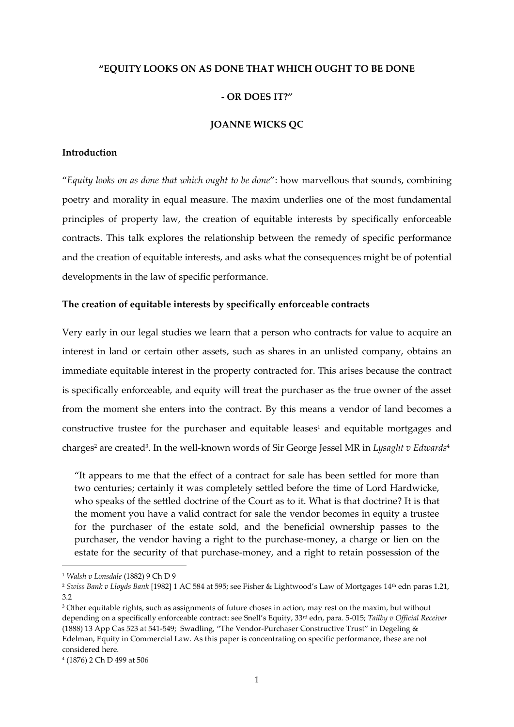**"EQUITY LOOKS ON AS DONE THAT WHICH OUGHT TO BE DONE**

**- OR DOES IT?"**

**JOANNE WICKS QC**

### Introduction

"*Equity looks on as done that which ought to be done*": how marvellous that sounds, combining poetry and morality in equal measure. The maxim underlies one of the most fundamental principles of property law, the creation of equitable interests by specifically enforceable contracts. This talk explores the relationship between the remedy of specific performance and the creation of equitable interests, and asks what the consequences might be of potential developments in the law of specific performance.

### The creation of equitable interests by specifically enforceable contracts

Very early in our legal studies we learn that a person who contracts for value to acquire an interest in land or certain other assets, such as shares in an unlisted company, obtains an immediate equitable interest in the property contracted for. This arises because the contract is specifically enforceable, and equity will treat the purchaser as the true owner of the asset from the moment she enters into the contract. By this means a vendor of land becomes a constructive trustee for the purchaser and equitable leases[1] and equitable mortgages and charges[2] are created[3]. In the well-known words of Sir George Jessel MR in *Lysaght v Edwards*[4]

> "It appears to me that the effect of a contract for sale has been settled for more than two centuries; certainly it was completely settled before the time of Lord Hardwicke, who speaks of the settled doctrine of the Court as to it. What is that doctrine? It is that the moment you have a valid contract for sale the vendor becomes in equity a trustee for the purchaser of the estate sold, and the beneficial ownership passes to the purchaser, the vendor having a right to the purchase-money, a charge or lien on the estate for the security of that purchase-money, and a right to retain possession of the

---

[1] *Walsh v Lonsdale* (1882) 9 Ch D 9

[2] *Swiss Bank v Lloyds Bank* [1982] 1 AC 584 at 595; see Fisher & Lightwood's Law of Mortgages 14th edn paras 1.21, 3.2

[3] Other equitable rights, such as assignments of future choses in action, may rest on the maxim, but without depending on a specifically enforceable contract: see Snell's Equity, 33rd edn, para. 5-015; *Tailby v Official Receiver* (1888) 13 App Cas 523 at 541-549; Swadling, "The Vendor-Purchaser Constructive Trust" in Degeling & Edelman, Equity in Commercial Law. As this paper is concentrating on specific performance, these are not considered here.

[4] (1876) 2 Ch D 499 at 506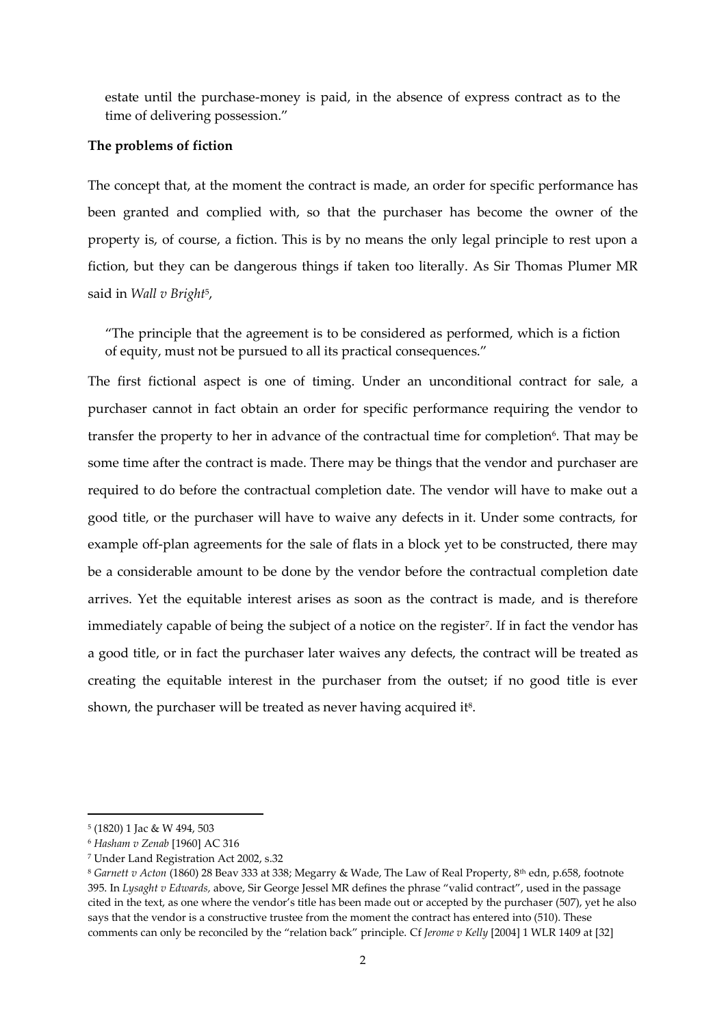estate until the purchase-money is paid, in the absence of express contract as to the time of delivering possession."

**The problems of fiction**

The concept that, at the moment the contract is made, an order for specific performance has been granted and complied with, so that the purchaser has become the owner of the property is, of course, a fiction. This is by no means the only legal principle to rest upon a fiction, but they can be dangerous things if taken too literally. As Sir Thomas Plumer MR said in *Wall v Bright*[5],

> "The principle that the agreement is to be considered as performed, which is a fiction of equity, must not be pursued to all its practical consequences."

The first fictional aspect is one of timing. Under an unconditional contract for sale, a purchaser cannot in fact obtain an order for specific performance requiring the vendor to transfer the property to her in advance of the contractual time for completion[6]. That may be some time after the contract is made. There may be things that the vendor and purchaser are required to do before the contractual completion date. The vendor will have to make out a good title, or the purchaser will have to waive any defects in it. Under some contracts, for example off-plan agreements for the sale of flats in a block yet to be constructed, there may be a considerable amount to be done by the vendor before the contractual completion date arrives. Yet the equitable interest arises as soon as the contract is made, and is therefore immediately capable of being the subject of a notice on the register[7]. If in fact the vendor has a good title, or in fact the purchaser later waives any defects, the contract will be treated as creating the equitable interest in the purchaser from the outset; if no good title is ever shown, the purchaser will be treated as never having acquired it[8].

---

[5] (1820) 1 Jac & W 494, 503

[6] *Hasham v Zenab* [1960] AC 316

[7] Under Land Registration Act 2002, s.32

[8] *Garnett v Acton* (1860) 28 Beav 333 at 338; Megarry & Wade, The Law of Real Property, 8th edn, p.658, footnote 395. In *Lysaght v Edwards*, above, Sir George Jessel MR defines the phrase "valid contract", used in the passage cited in the text, as one where the vendor's title has been made out or accepted by the purchaser (507), yet he also says that the vendor is a constructive trustee from the moment the contract has entered into (510). These comments can only be reconciled by the "relation back" principle. Cf *Jerome v Kelly* [2004] 1 WLR 1409 at [32]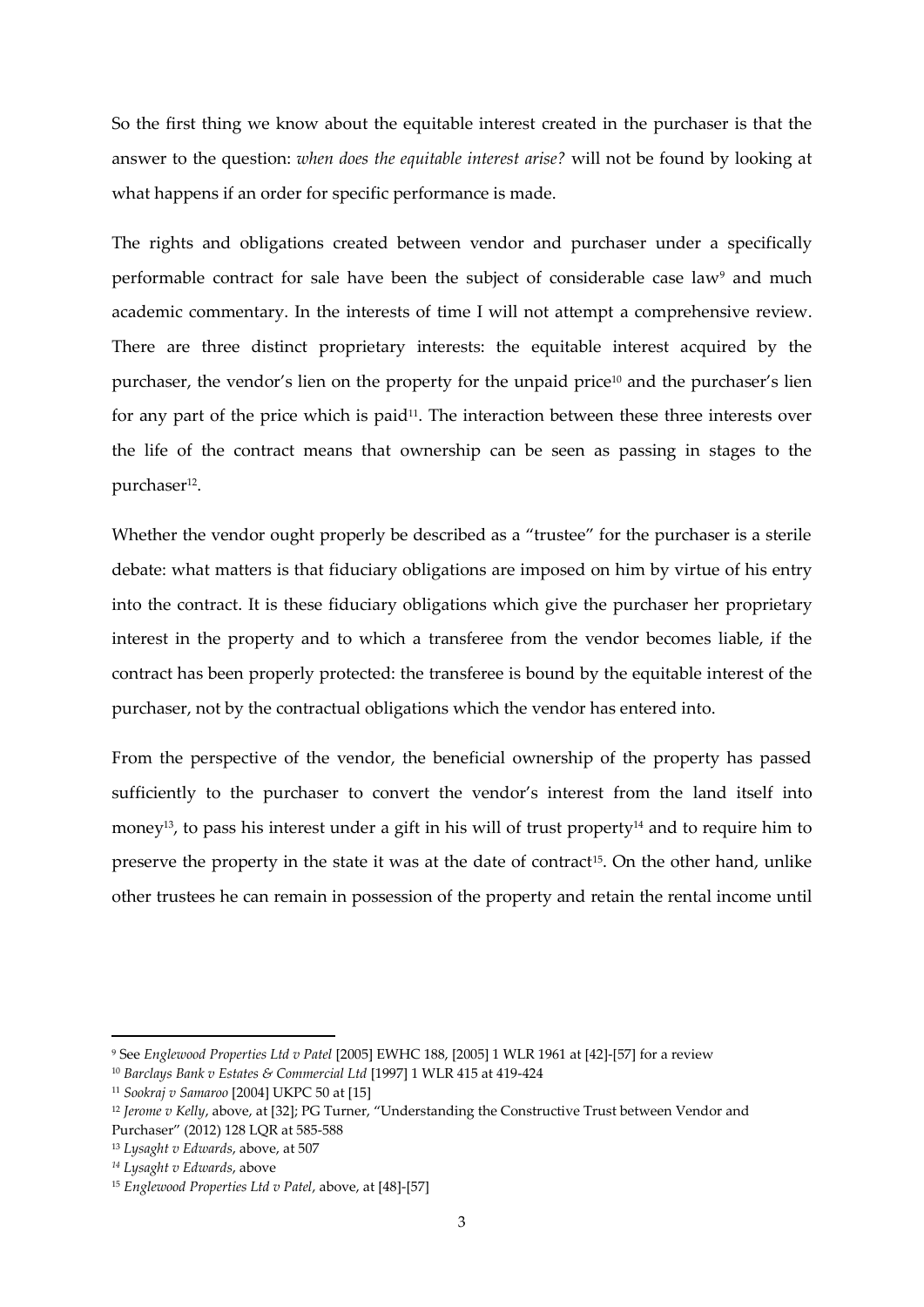So the first thing we know about the equitable interest created in the purchaser is that the answer to the question: *when does the equitable interest arise?* will not be found by looking at what happens if an order for specific performance is made.

The rights and obligations created between vendor and purchaser under a specifically performable contract for sale have been the subject of considerable case law[9] and much academic commentary. In the interests of time I will not attempt a comprehensive review. There are three distinct proprietary interests: the equitable interest acquired by the purchaser, the vendor's lien on the property for the unpaid price[10] and the purchaser's lien for any part of the price which is paid[11]. The interaction between these three interests over the life of the contract means that ownership can be seen as passing in stages to the purchaser[12].

Whether the vendor ought properly be described as a "trustee" for the purchaser is a sterile debate: what matters is that fiduciary obligations are imposed on him by virtue of his entry into the contract. It is these fiduciary obligations which give the purchaser her proprietary interest in the property and to which a transferee from the vendor becomes liable, if the contract has been properly protected: the transferee is bound by the equitable interest of the purchaser, not by the contractual obligations which the vendor has entered into.

From the perspective of the vendor, the beneficial ownership of the property has passed sufficiently to the purchaser to convert the vendor's interest from the land itself into money[13], to pass his interest under a gift in his will of trust property[14] and to require him to preserve the property in the state it was at the date of contract[15]. On the other hand, unlike other trustees he can remain in possession of the property and retain the rental income until

---

[9] See *Englewood Properties Ltd v Patel* [2005] EWHC 188, [2005] 1 WLR 1961 at [42]-[57] for a review

[10] *Barclays Bank v Estates & Commercial Ltd* [1997] 1 WLR 415 at 419-424

[11] *Sookraj v Samaroo* [2004] UKPC 50 at [15]

[12] *Jerome v Kelly*, above, at [32]; PG Turner, "Understanding the Constructive Trust between Vendor and Purchaser" (2012) 128 LQR at 585-588

[13] *Lysaght v Edwards*, above, at 507

[14] *Lysaght v Edwards*, above

[15] *Englewood Properties Ltd v Patel*, above, at [48]-[57]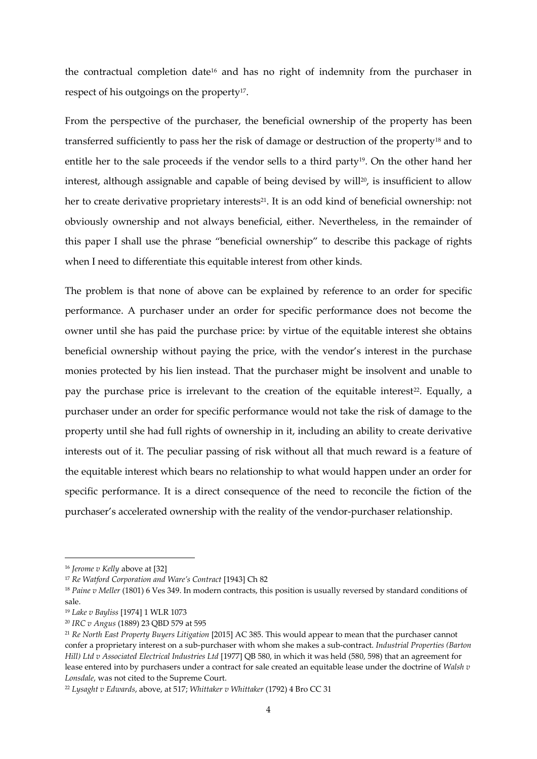the contractual completion date[16] and has no right of indemnity from the purchaser in respect of his outgoings on the property[17].

From the perspective of the purchaser, the beneficial ownership of the property has been transferred sufficiently to pass her the risk of damage or destruction of the property[18] and to entitle her to the sale proceeds if the vendor sells to a third party[19]. On the other hand her interest, although assignable and capable of being devised by will[20], is insufficient to allow her to create derivative proprietary interests[21]. It is an odd kind of beneficial ownership: not obviously ownership and not always beneficial, either. Nevertheless, in the remainder of this paper I shall use the phrase "beneficial ownership" to describe this package of rights when I need to differentiate this equitable interest from other kinds.

The problem is that none of above can be explained by reference to an order for specific performance. A purchaser under an order for specific performance does not become the owner until she has paid the purchase price: by virtue of the equitable interest she obtains beneficial ownership without paying the price, with the vendor's interest in the purchase monies protected by his lien instead. That the purchaser might be insolvent and unable to pay the purchase price is irrelevant to the creation of the equitable interest[22]. Equally, a purchaser under an order for specific performance would not take the risk of damage to the property until she had full rights of ownership in it, including an ability to create derivative interests out of it. The peculiar passing of risk without all that much reward is a feature of the equitable interest which bears no relationship to what would happen under an order for specific performance. It is a direct consequence of the need to reconcile the fiction of the purchaser's accelerated ownership with the reality of the vendor-purchaser relationship.

---

[16] *Jerome v Kelly* above at [32]

[17] *Re Watford Corporation and Ware's Contract* [1943] Ch 82

[18] *Paine v Meller* (1801) 6 Ves 349. In modern contracts, this position is usually reversed by standard conditions of sale.

[19] *Lake v Bayliss* [1974] 1 WLR 1073

[20] *IRC v Angus* (1889) 23 QBD 579 at 595

[21] *Re North East Property Buyers Litigation* [2015] AC 385. This would appear to mean that the purchaser cannot confer a proprietary interest on a sub-purchaser with whom she makes a sub-contract. *Industrial Properties (Barton Hill) Ltd v Associated Electrical Industries Ltd* [1977] QB 580, in which it was held (580, 598) that an agreement for lease entered into by purchasers under a contract for sale created an equitable lease under the doctrine of *Walsh v Lonsdale*, was not cited to the Supreme Court.

[22] *Lysaght v Edwards*, above, at 517; *Whittaker v Whittaker* (1792) 4 Bro CC 31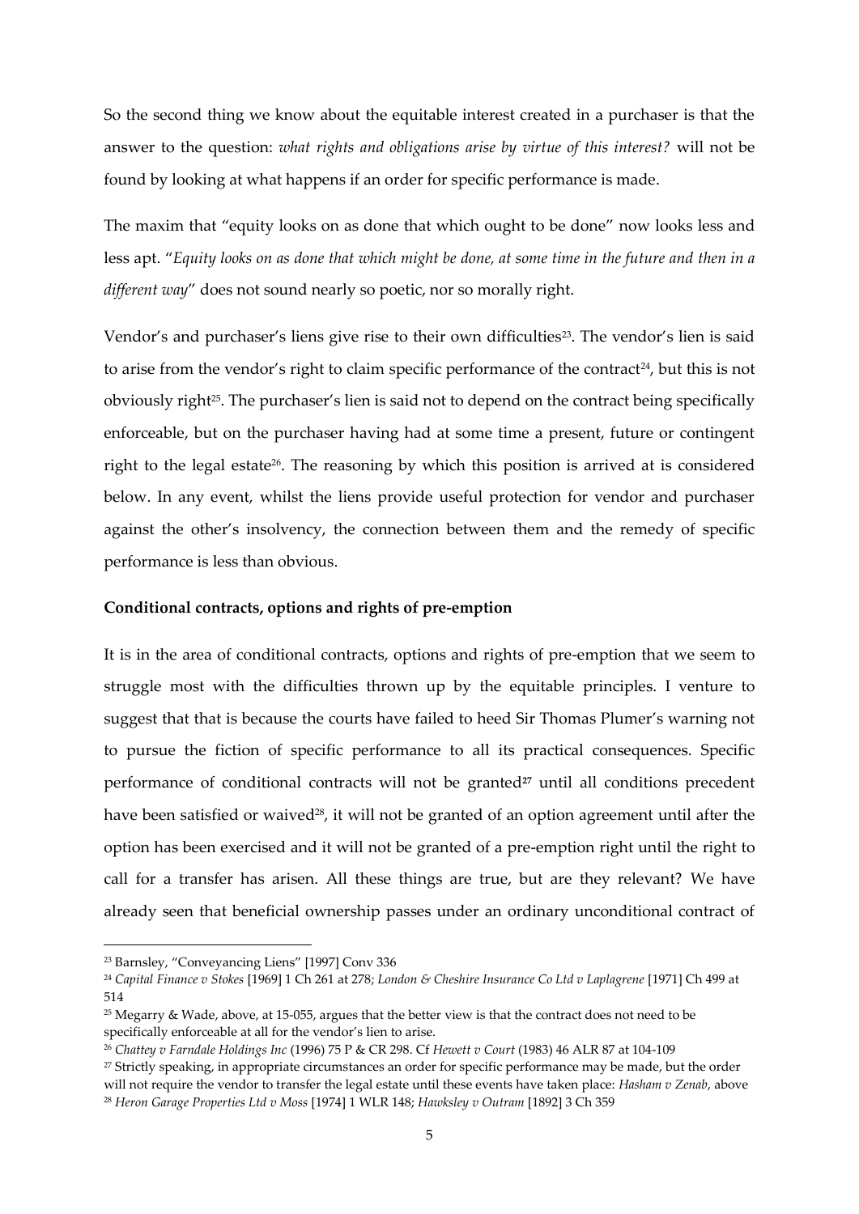So the second thing we know about the equitable interest created in a purchaser is that the answer to the question: *what rights and obligations arise by virtue of this interest?* will not be found by looking at what happens if an order for specific performance is made.

The maxim that "equity looks on as done that which ought to be done" now looks less and less apt. "*Equity looks on as done that which might be done, at some time in the future and then in a different way*" does not sound nearly so poetic, nor so morally right.

Vendor's and purchaser's liens give rise to their own difficulties[23]. The vendor's lien is said to arise from the vendor's right to claim specific performance of the contract[24], but this is not obviously right[25]. The purchaser's lien is said not to depend on the contract being specifically enforceable, but on the purchaser having had at some time a present, future or contingent right to the legal estate[26]. The reasoning by which this position is arrived at is considered below. In any event, whilst the liens provide useful protection for vendor and purchaser against the other's insolvency, the connection between them and the remedy of specific performance is less than obvious.

**Conditional contracts, options and rights of pre-emption**

It is in the area of conditional contracts, options and rights of pre-emption that we seem to struggle most with the difficulties thrown up by the equitable principles. I venture to suggest that that is because the courts have failed to heed Sir Thomas Plumer's warning not to pursue the fiction of specific performance to all its practical consequences. Specific performance of conditional contracts will not be granted[27] until all conditions precedent have been satisfied or waived[28], it will not be granted of an option agreement until after the option has been exercised and it will not be granted of a pre-emption right until the right to call for a transfer has arisen. All these things are true, but are they relevant? We have already seen that beneficial ownership passes under an ordinary unconditional contract of

[23] Barnsley, "Conveyancing Liens" [1997] Conv 336

[24] *Capital Finance v Stokes* [1969] 1 Ch 261 at 278; *London & Cheshire Insurance Co Ltd v Laplagrene* [1971] Ch 499 at 514

[25] Megarry & Wade, above, at 15-055, argues that the better view is that the contract does not need to be specifically enforceable at all for the vendor's lien to arise.

[26] *Chattey v Farndale Holdings Inc* (1996) 75 P & CR 298. Cf *Hewett v Court* (1983) 46 ALR 87 at 104-109

[27] Strictly speaking, in appropriate circumstances an order for specific performance may be made, but the order will not require the vendor to transfer the legal estate until these events have taken place: *Hasham v Zenab*, above

[28] *Heron Garage Properties Ltd v Moss* [1974] 1 WLR 148; *Hawksley v Outram* [1892] 3 Ch 359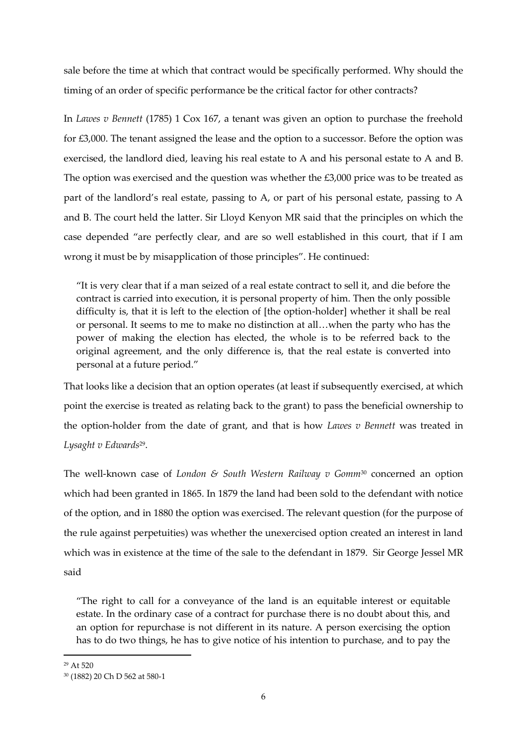sale before the time at which that contract would be specifically performed. Why should the timing of an order of specific performance be the critical factor for other contracts?

In *Lawes v Bennett* (1785) 1 Cox 167, a tenant was given an option to purchase the freehold for £3,000. The tenant assigned the lease and the option to a successor. Before the option was exercised, the landlord died, leaving his real estate to A and his personal estate to A and B. The option was exercised and the question was whether the £3,000 price was to be treated as part of the landlord's real estate, passing to A, or part of his personal estate, passing to A and B. The court held the latter. Sir Lloyd Kenyon MR said that the principles on which the case depended "are perfectly clear, and are so well established in this court, that if I am wrong it must be by misapplication of those principles". He continued:

> "It is very clear that if a man seized of a real estate contract to sell it, and die before the contract is carried into execution, it is personal property of him. Then the only possible difficulty is, that it is left to the election of [the option-holder] whether it shall be real or personal. It seems to me to make no distinction at all…when the party who has the power of making the election has elected, the whole is to be referred back to the original agreement, and the only difference is, that the real estate is converted into personal at a future period."

That looks like a decision that an option operates (at least if subsequently exercised, at which point the exercise is treated as relating back to the grant) to pass the beneficial ownership to the option-holder from the date of grant, and that is how *Lawes v Bennett* was treated in *Lysaght v Edwards*[29].

The well-known case of *London & South Western Railway v Gomm*[30] concerned an option which had been granted in 1865. In 1879 the land had been sold to the defendant with notice of the option, and in 1880 the option was exercised. The relevant question (for the purpose of the rule against perpetuities) was whether the unexercised option created an interest in land which was in existence at the time of the sale to the defendant in 1879. Sir George Jessel MR said

> "The right to call for a conveyance of the land is an equitable interest or equitable estate. In the ordinary case of a contract for purchase there is no doubt about this, and an option for repurchase is not different in its nature. A person exercising the option has to do two things, he has to give notice of his intention to purchase, and to pay the

---

[29] At 520

[30] (1882) 20 Ch D 562 at 580-1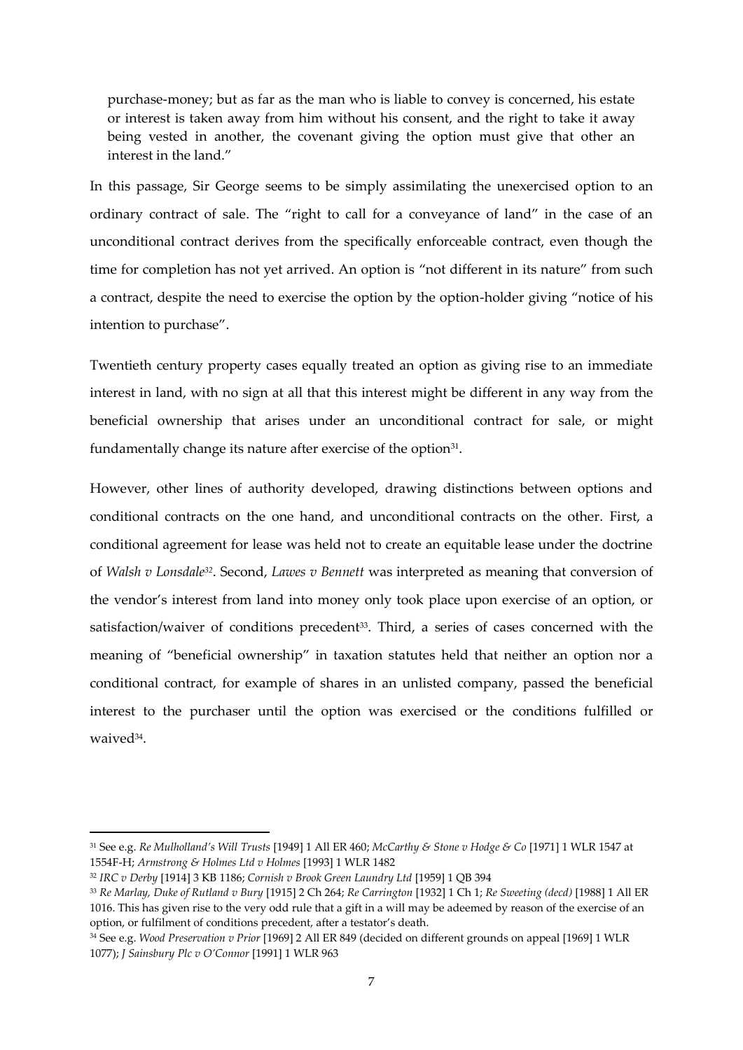> purchase-money; but as far as the man who is liable to convey is concerned, his estate or interest is taken away from him without his consent, and the right to take it away being vested in another, the covenant giving the option must give that other an interest in the land."

In this passage, Sir George seems to be simply assimilating the unexercised option to an ordinary contract of sale. The "right to call for a conveyance of land" in the case of an unconditional contract derives from the specifically enforceable contract, even though the time for completion has not yet arrived. An option is "not different in its nature" from such a contract, despite the need to exercise the option by the option-holder giving "notice of his intention to purchase".

Twentieth century property cases equally treated an option as giving rise to an immediate interest in land, with no sign at all that this interest might be different in any way from the beneficial ownership that arises under an unconditional contract for sale, or might fundamentally change its nature after exercise of the option[31].

However, other lines of authority developed, drawing distinctions between options and conditional contracts on the one hand, and unconditional contracts on the other. First, a conditional agreement for lease was held not to create an equitable lease under the doctrine of *Walsh v Lonsdale*[32]. Second, *Lawes v Bennett* was interpreted as meaning that conversion of the vendor's interest from land into money only took place upon exercise of an option, or satisfaction/waiver of conditions precedent[33]. Third, a series of cases concerned with the meaning of "beneficial ownership" in taxation statutes held that neither an option nor a conditional contract, for example of shares in an unlisted company, passed the beneficial interest to the purchaser until the option was exercised or the conditions fulfilled or waived[34].

---

[31] See e.g. *Re Mulholland's Will Trusts* [1949] 1 All ER 460; *McCarthy & Stone v Hodge & Co* [1971] 1 WLR 1547 at 1554F-H; *Armstrong & Holmes Ltd v Holmes* [1993] 1 WLR 1482

[32] *IRC v Derby* [1914] 3 KB 1186; *Cornish v Brook Green Laundry Ltd* [1959] 1 QB 394

[33] *Re Marlay, Duke of Rutland v Bury* [1915] 2 Ch 264; *Re Carrington* [1932] 1 Ch 1; *Re Sweeting (decd)* [1988] 1 All ER 1016. This has given rise to the very odd rule that a gift in a will may be adeemed by reason of the exercise of an option, or fulfilment of conditions precedent, after a testator's death.

[34] See e.g. *Wood Preservation v Prior* [1969] 2 All ER 849 (decided on different grounds on appeal [1969] 1 WLR 1077); *J Sainsbury Plc v O'Connor* [1991] 1 WLR 963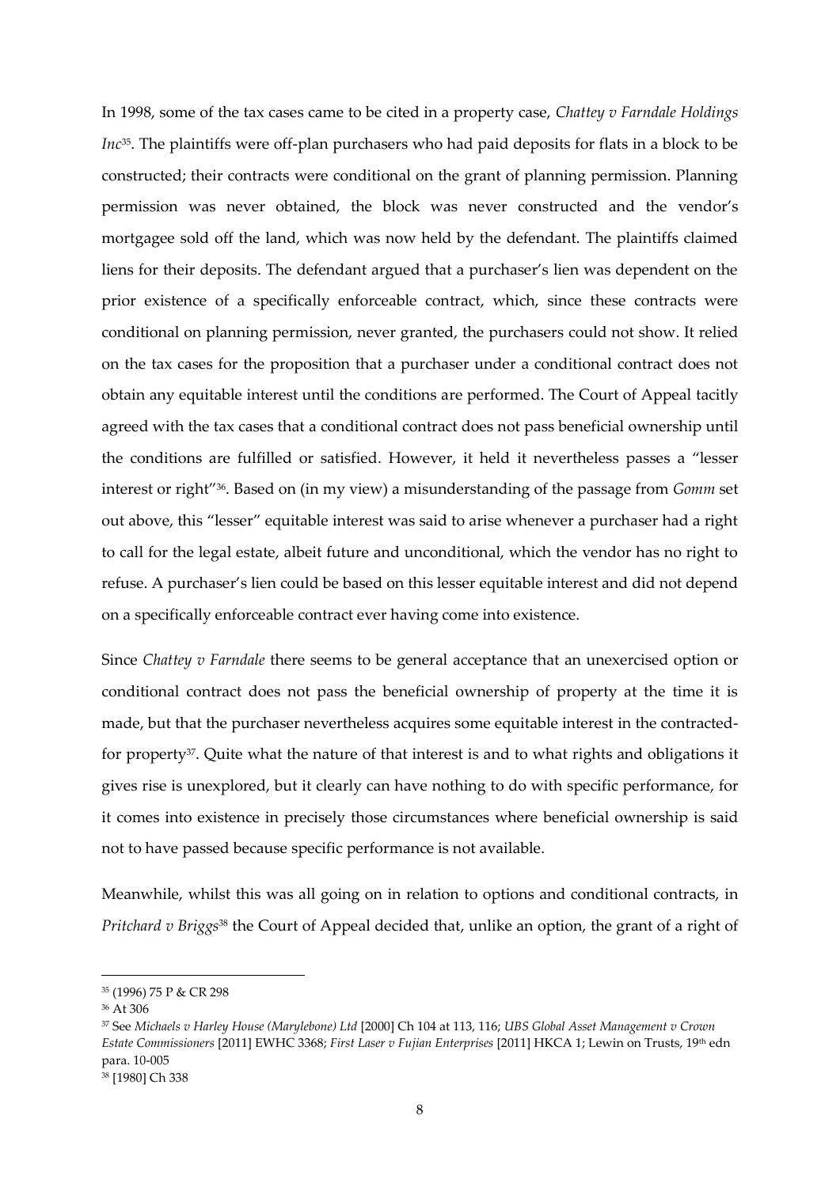In 1998, some of the tax cases came to be cited in a property case, *Chattey v Farndale Holdings Inc*[35]. The plaintiffs were off-plan purchasers who had paid deposits for flats in a block to be constructed; their contracts were conditional on the grant of planning permission. Planning permission was never obtained, the block was never constructed and the vendor's mortgagee sold off the land, which was now held by the defendant. The plaintiffs claimed liens for their deposits. The defendant argued that a purchaser's lien was dependent on the prior existence of a specifically enforceable contract, which, since these contracts were conditional on planning permission, never granted, the purchasers could not show. It relied on the tax cases for the proposition that a purchaser under a conditional contract does not obtain any equitable interest until the conditions are performed. The Court of Appeal tacitly agreed with the tax cases that a conditional contract does not pass beneficial ownership until the conditions are fulfilled or satisfied. However, it held it nevertheless passes a "lesser interest or right"[36]. Based on (in my view) a misunderstanding of the passage from *Gomm* set out above, this "lesser" equitable interest was said to arise whenever a purchaser had a right to call for the legal estate, albeit future and unconditional, which the vendor has no right to refuse. A purchaser's lien could be based on this lesser equitable interest and did not depend on a specifically enforceable contract ever having come into existence.

Since *Chattey v Farndale* there seems to be general acceptance that an unexercised option or conditional contract does not pass the beneficial ownership of property at the time it is made, but that the purchaser nevertheless acquires some equitable interest in the contracted-for property[37]. Quite what the nature of that interest is and to what rights and obligations it gives rise is unexplored, but it clearly can have nothing to do with specific performance, for it comes into existence in precisely those circumstances where beneficial ownership is said not to have passed because specific performance is not available.

Meanwhile, whilst this was all going on in relation to options and conditional contracts, in *Pritchard v Briggs*[38] the Court of Appeal decided that, unlike an option, the grant of a right of

---

[35] (1996) 75 P & CR 298

[36] At 306

[37] See *Michaels v Harley House (Marylebone) Ltd* [2000] Ch 104 at 113, 116; *UBS Global Asset Management v Crown Estate Commissioners* [2011] EWHC 3368; *First Laser v Fujian Enterprises* [2011] HKCA 1; Lewin on Trusts, 19th edn para. 10-005

[38] [1980] Ch 338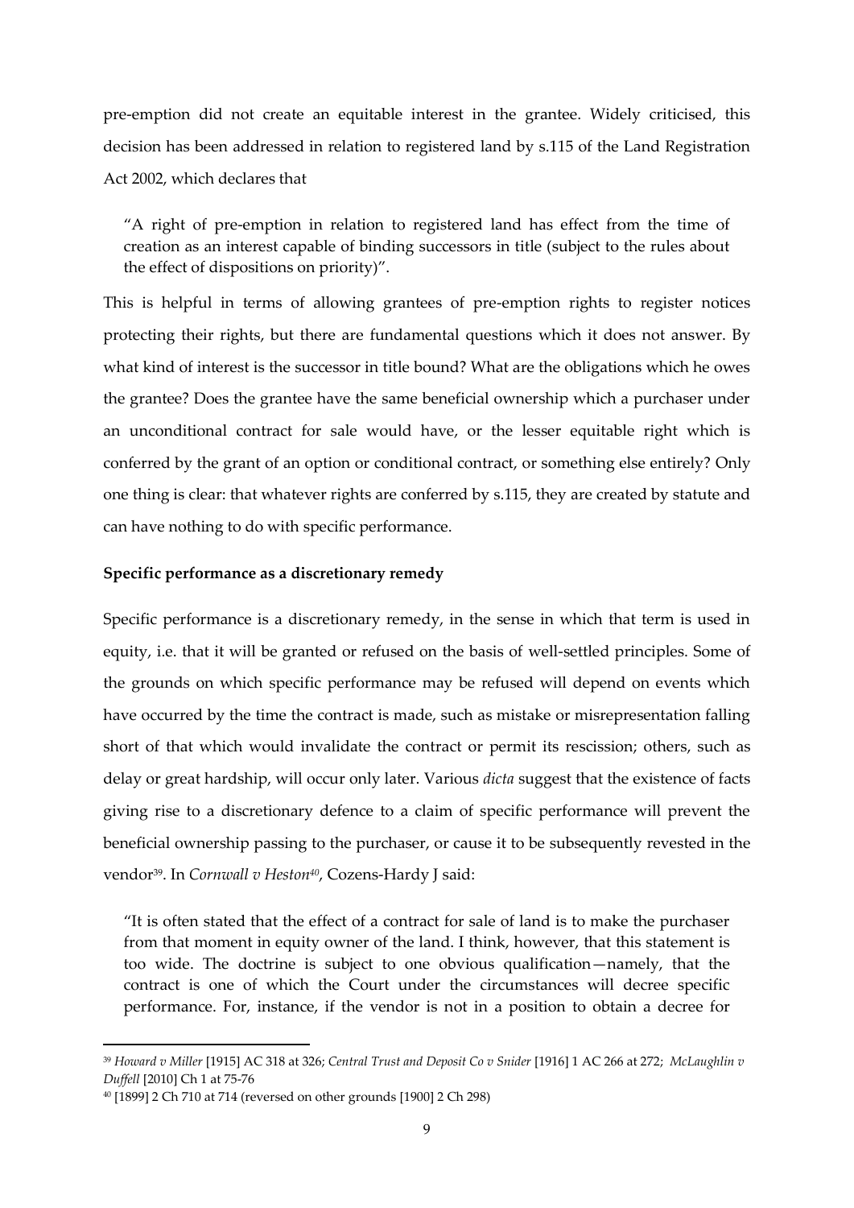pre-emption did not create an equitable interest in the grantee. Widely criticised, this decision has been addressed in relation to registered land by s.115 of the Land Registration Act 2002, which declares that

> "A right of pre-emption in relation to registered land has effect from the time of creation as an interest capable of binding successors in title (subject to the rules about the effect of dispositions on priority)".

This is helpful in terms of allowing grantees of pre-emption rights to register notices protecting their rights, but there are fundamental questions which it does not answer. By what kind of interest is the successor in title bound? What are the obligations which he owes the grantee? Does the grantee have the same beneficial ownership which a purchaser under an unconditional contract for sale would have, or the lesser equitable right which is conferred by the grant of an option or conditional contract, or something else entirely? Only one thing is clear: that whatever rights are conferred by s.115, they are created by statute and can have nothing to do with specific performance.

**Specific performance as a discretionary remedy**

Specific performance is a discretionary remedy, in the sense in which that term is used in equity, i.e. that it will be granted or refused on the basis of well-settled principles. Some of the grounds on which specific performance may be refused will depend on events which have occurred by the time the contract is made, such as mistake or misrepresentation falling short of that which would invalidate the contract or permit its rescission; others, such as delay or great hardship, will occur only later. Various *dicta* suggest that the existence of facts giving rise to a discretionary defence to a claim of specific performance will prevent the beneficial ownership passing to the purchaser, or cause it to be subsequently revested in the vendor[39]. In *Cornwall v Heston*[40], Cozens-Hardy J said:

> "It is often stated that the effect of a contract for sale of land is to make the purchaser from that moment in equity owner of the land. I think, however, that this statement is too wide. The doctrine is subject to one obvious qualification—namely, that the contract is one of which the Court under the circumstances will decree specific performance. For, instance, if the vendor is not in a position to obtain a decree for

---

[39] *Howard v Miller* [1915] AC 318 at 326; *Central Trust and Deposit Co v Snider* [1916] 1 AC 266 at 272; *McLaughlin v Duffell* [2010] Ch 1 at 75-76

[40] [1899] 2 Ch 710 at 714 (reversed on other grounds [1900] 2 Ch 298)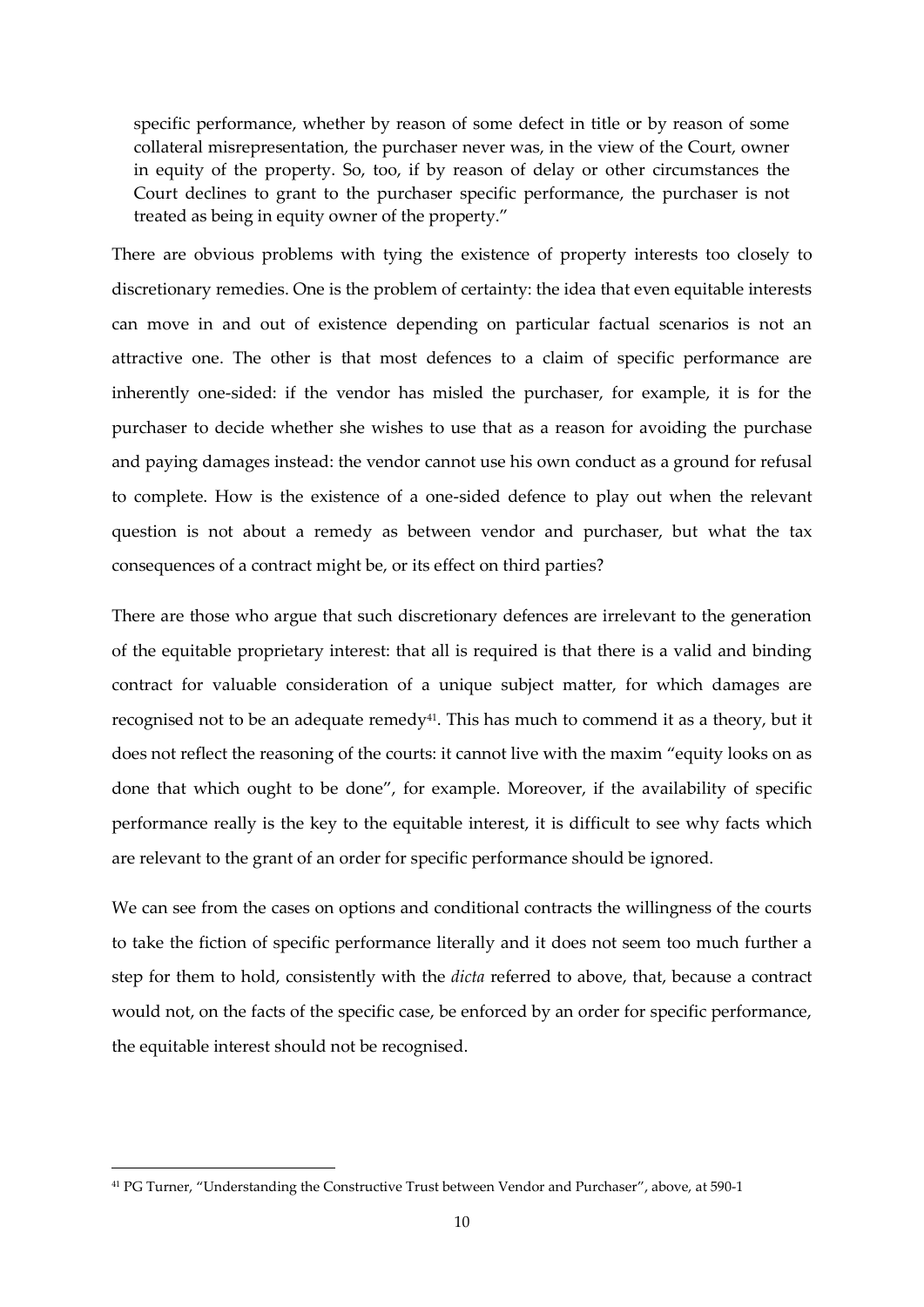> specific performance, whether by reason of some defect in title or by reason of some collateral misrepresentation, the purchaser never was, in the view of the Court, owner in equity of the property. So, too, if by reason of delay or other circumstances the Court declines to grant to the purchaser specific performance, the purchaser is not treated as being in equity owner of the property."

There are obvious problems with tying the existence of property interests too closely to discretionary remedies. One is the problem of certainty: the idea that even equitable interests can move in and out of existence depending on particular factual scenarios is not an attractive one. The other is that most defences to a claim of specific performance are inherently one-sided: if the vendor has misled the purchaser, for example, it is for the purchaser to decide whether she wishes to use that as a reason for avoiding the purchase and paying damages instead: the vendor cannot use his own conduct as a ground for refusal to complete. How is the existence of a one-sided defence to play out when the relevant question is not about a remedy as between vendor and purchaser, but what the tax consequences of a contract might be, or its effect on third parties?

There are those who argue that such discretionary defences are irrelevant to the generation of the equitable proprietary interest: that all is required is that there is a valid and binding contract for valuable consideration of a unique subject matter, for which damages are recognised not to be an adequate remedy[41]. This has much to commend it as a theory, but it does not reflect the reasoning of the courts: it cannot live with the maxim "equity looks on as done that which ought to be done", for example. Moreover, if the availability of specific performance really is the key to the equitable interest, it is difficult to see why facts which are relevant to the grant of an order for specific performance should be ignored.

We can see from the cases on options and conditional contracts the willingness of the courts to take the fiction of specific performance literally and it does not seem too much further a step for them to hold, consistently with the *dicta* referred to above, that, because a contract would not, on the facts of the specific case, be enforced by an order for specific performance, the equitable interest should not be recognised.

---

[41] PG Turner, "Understanding the Constructive Trust between Vendor and Purchaser", above, at 590-1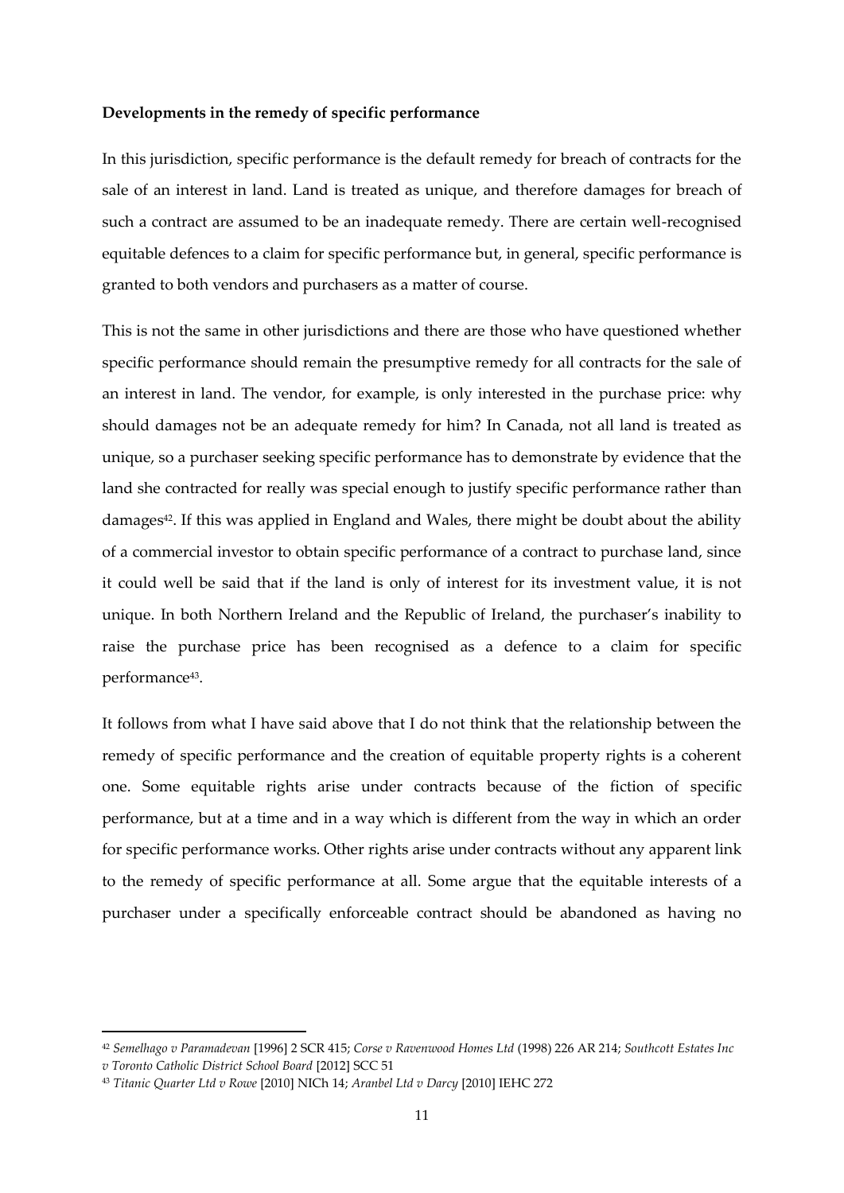**Developments in the remedy of specific performance**

In this jurisdiction, specific performance is the default remedy for breach of contracts for the sale of an interest in land. Land is treated as unique, and therefore damages for breach of such a contract are assumed to be an inadequate remedy. There are certain well-recognised equitable defences to a claim for specific performance but, in general, specific performance is granted to both vendors and purchasers as a matter of course.

This is not the same in other jurisdictions and there are those who have questioned whether specific performance should remain the presumptive remedy for all contracts for the sale of an interest in land. The vendor, for example, is only interested in the purchase price: why should damages not be an adequate remedy for him? In Canada, not all land is treated as unique, so a purchaser seeking specific performance has to demonstrate by evidence that the land she contracted for really was special enough to justify specific performance rather than damages[42]. If this was applied in England and Wales, there might be doubt about the ability of a commercial investor to obtain specific performance of a contract to purchase land, since it could well be said that if the land is only of interest for its investment value, it is not unique. In both Northern Ireland and the Republic of Ireland, the purchaser's inability to raise the purchase price has been recognised as a defence to a claim for specific performance[43].

It follows from what I have said above that I do not think that the relationship between the remedy of specific performance and the creation of equitable property rights is a coherent one. Some equitable rights arise under contracts because of the fiction of specific performance, but at a time and in a way which is different from the way in which an order for specific performance works. Other rights arise under contracts without any apparent link to the remedy of specific performance at all. Some argue that the equitable interests of a purchaser under a specifically enforceable contract should be abandoned as having no

[42] *Semelhago v Paramadevan* [1996] 2 SCR 415; *Corse v Ravenwood Homes Ltd* (1998) 226 AR 214; *Southcott Estates Inc v Toronto Catholic District School Board* [2012] SCC 51

[43] *Titanic Quarter Ltd v Rowe* [2010] NICh 14; *Aranbel Ltd v Darcy* [2010] IEHC 272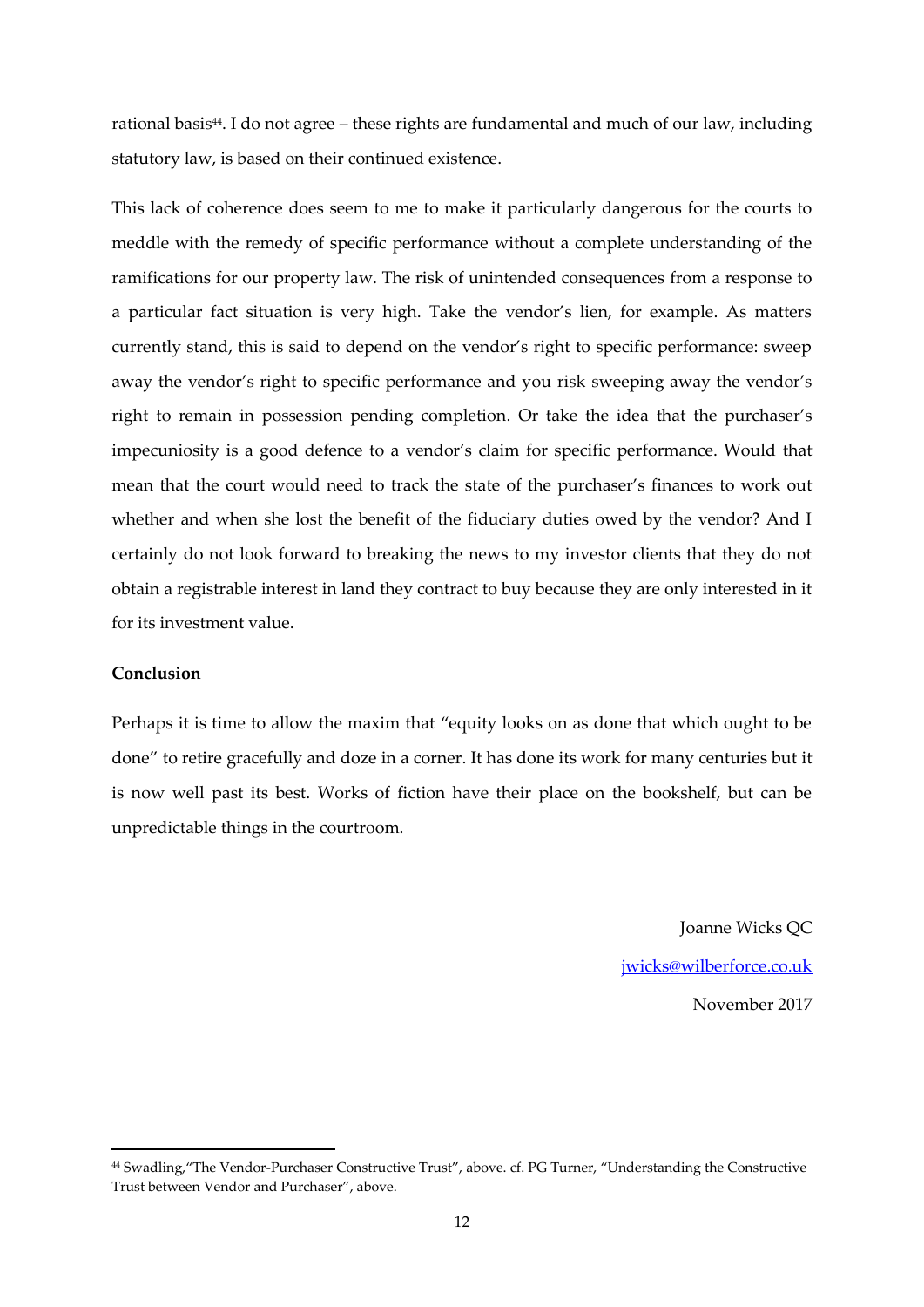rational basis[44]. I do not agree – these rights are fundamental and much of our law, including statutory law, is based on their continued existence.

This lack of coherence does seem to me to make it particularly dangerous for the courts to meddle with the remedy of specific performance without a complete understanding of the ramifications for our property law. The risk of unintended consequences from a response to a particular fact situation is very high. Take the vendor's lien, for example. As matters currently stand, this is said to depend on the vendor's right to specific performance: sweep away the vendor's right to specific performance and you risk sweeping away the vendor's right to remain in possession pending completion. Or take the idea that the purchaser's impecuniosity is a good defence to a vendor's claim for specific performance. Would that mean that the court would need to track the state of the purchaser's finances to work out whether and when she lost the benefit of the fiduciary duties owed by the vendor? And I certainly do not look forward to breaking the news to my investor clients that they do not obtain a registrable interest in land they contract to buy because they are only interested in it for its investment value.

## Conclusion

Perhaps it is time to allow the maxim that "equity looks on as done that which ought to be done" to retire gracefully and doze in a corner. It has done its work for many centuries but it is now well past its best. Works of fiction have their place on the bookshelf, but can be unpredictable things in the courtroom.

Joanne Wicks QC

jwicks@wilberforce.co.uk

November 2017

---

[44] Swadling,"The Vendor-Purchaser Constructive Trust", above. cf. PG Turner, "Understanding the Constructive Trust between Vendor and Purchaser", above.